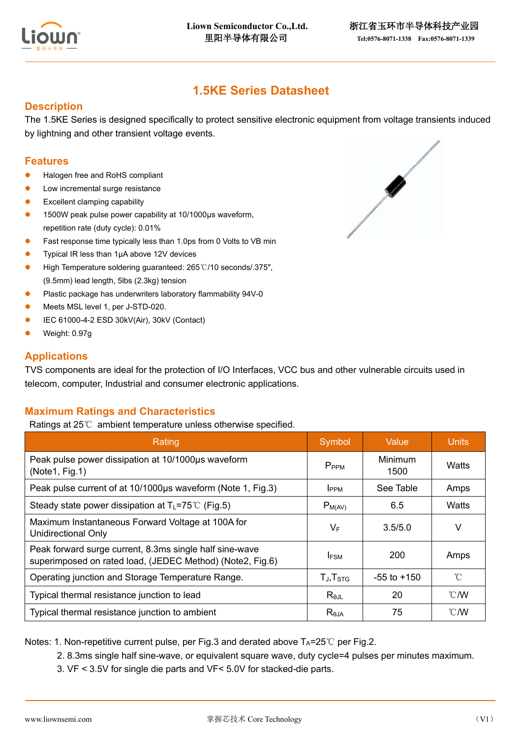# 1.5KE Series Datasheet

## Description

The 1.5KE Series is designed specifically to protect sensitive electronic equipment from voltage transients induced by lightning and other transient voltage events.

## Features

- Halogen free and RoHS compliant
- Low incremental surge resistance
- Excellent clamping capability
- 1500W peak pulse power capability at 10/1000μs waveform, repetition rate (duty cycle): 0.01%
- Fast response time typically less than 1.0ps from 0 Volts to VB min
- Typical IR less than 1μA above 12V devices
- High Temperature soldering guaranteed: 265℃/10 seconds/.375″, (9.5mm) lead length, 5lbs (2.3kg) tension
- Plastic package has underwriters laboratory flammability 94V-0
- Meets MSL level 1, per J-STD-020.
- IEC 61000-4-2 ESD 30kV(Air), 30kV (Contact)
- Weight: 0.97g

## Applications

TVS components are ideal for the protection of I/O Interfaces, VCC bus and other vulnerable circuits used in telecom, computer, Industrial and consumer electronic applications.

## Maximum Ratings and Characteristics

Ratings at 25℃ ambient temperature unless otherwise specified.

| Rating | Symbol | Value | Units |
|---|---|---|---|
| Peak pulse power dissipation at 10/1000μs waveform (Note1, Fig.1) | $P_{PPM}$ | Minimum 1500 | Watts |
| Peak pulse current of at 10/1000μs waveform (Note 1, Fig.3) | $I_{PPM}$ | See Table | Amps |
| Steady state power dissipation at $T_L$=75℃ (Fig.5) | $P_{M(AV)}$ | 6.5 | Watts |
| Maximum Instantaneous Forward Voltage at 100A for Unidirectional Only | $V_F$ | 3.5/5.0 | V |
| Peak forward surge current, 8.3ms single half sine-wave superimposed on rated load, (JEDEC Method) (Note2, Fig.6) | $I_{FSM}$ | 200 | Amps |
| Operating junction and Storage Temperature Range. | $T_J$,$T_{STG}$ | -55 to +150 | ℃ |
| Typical thermal resistance junction to lead | $R_{\theta JL}$ | 20 | ℃/W |
| Typical thermal resistance junction to ambient | $R_{\theta JA}$ | 75 | ℃/W |

Notes: 1. Non-repetitive current pulse, per Fig.3 and derated above $T_A$=25℃ per Fig.2.

2. 8.3ms single half sine-wave, or equivalent square wave, duty cycle=4 pulses per minutes maximum.

3. VF < 3.5V for single die parts and VF< 5.0V for stacked-die parts.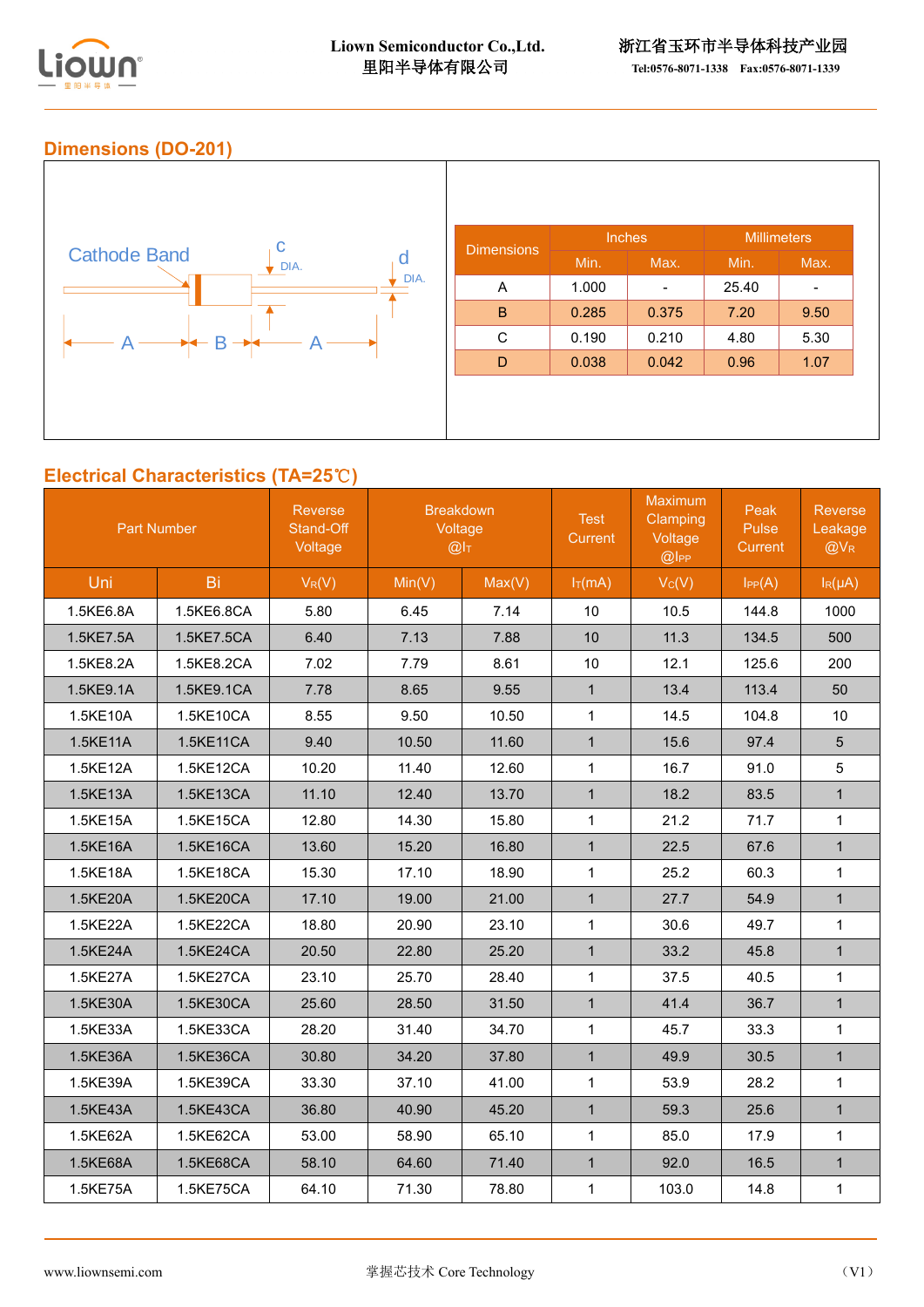## Dimensions (DO-201)

Cathode Band

c DIA.

d DIA.

A B A

| Dimensions | Inches | | Millimeters | |
|---|---|---|---|---|
| | Min. | Max. | Min. | Max. |
| A | 1.000 | - | 25.40 | - |
| B | 0.285 | 0.375 | 7.20 | 9.50 |
| C | 0.190 | 0.210 | 4.80 | 5.30 |
| D | 0.038 | 0.042 | 0.96 | 1.07 |

## Electrical Characteristics (TA=25℃)

| Part Number | | Reverse Stand-Off Voltage | Breakdown Voltage @$I_T$ | | Test Current | Maximum Clamping Voltage @$I_{PP}$ | Peak Pulse Current | Reverse Leakage @$V_R$ |
|---|---|---|---|---|---|---|---|---|
| Uni | Bi | $V_R$(V) | Min(V) | Max(V) | $I_T$(mA) | $V_C$(V) | $I_{PP}$(A) | $I_R$(μA) |
| 1.5KE6.8A | 1.5KE6.8CA | 5.80 | 6.45 | 7.14 | 10 | 10.5 | 144.8 | 1000 |
| 1.5KE7.5A | 1.5KE7.5CA | 6.40 | 7.13 | 7.88 | 10 | 11.3 | 134.5 | 500 |
| 1.5KE8.2A | 1.5KE8.2CA | 7.02 | 7.79 | 8.61 | 10 | 12.1 | 125.6 | 200 |
| 1.5KE9.1A | 1.5KE9.1CA | 7.78 | 8.65 | 9.55 | 1 | 13.4 | 113.4 | 50 |
| 1.5KE10A | 1.5KE10CA | 8.55 | 9.50 | 10.50 | 1 | 14.5 | 104.8 | 10 |
| 1.5KE11A | 1.5KE11CA | 9.40 | 10.50 | 11.60 | 1 | 15.6 | 97.4 | 5 |
| 1.5KE12A | 1.5KE12CA | 10.20 | 11.40 | 12.60 | 1 | 16.7 | 91.0 | 5 |
| 1.5KE13A | 1.5KE13CA | 11.10 | 12.40 | 13.70 | 1 | 18.2 | 83.5 | 1 |
| 1.5KE15A | 1.5KE15CA | 12.80 | 14.30 | 15.80 | 1 | 21.2 | 71.7 | 1 |
| 1.5KE16A | 1.5KE16CA | 13.60 | 15.20 | 16.80 | 1 | 22.5 | 67.6 | 1 |
| 1.5KE18A | 1.5KE18CA | 15.30 | 17.10 | 18.90 | 1 | 25.2 | 60.3 | 1 |
| 1.5KE20A | 1.5KE20CA | 17.10 | 19.00 | 21.00 | 1 | 27.7 | 54.9 | 1 |
| 1.5KE22A | 1.5KE22CA | 18.80 | 20.90 | 23.10 | 1 | 30.6 | 49.7 | 1 |
| 1.5KE24A | 1.5KE24CA | 20.50 | 22.80 | 25.20 | 1 | 33.2 | 45.8 | 1 |
| 1.5KE27A | 1.5KE27CA | 23.10 | 25.70 | 28.40 | 1 | 37.5 | 40.5 | 1 |
| 1.5KE30A | 1.5KE30CA | 25.60 | 28.50 | 31.50 | 1 | 41.4 | 36.7 | 1 |
| 1.5KE33A | 1.5KE33CA | 28.20 | 31.40 | 34.70 | 1 | 45.7 | 33.3 | 1 |
| 1.5KE36A | 1.5KE36CA | 30.80 | 34.20 | 37.80 | 1 | 49.9 | 30.5 | 1 |
| 1.5KE39A | 1.5KE39CA | 33.30 | 37.10 | 41.00 | 1 | 53.9 | 28.2 | 1 |
| 1.5KE43A | 1.5KE43CA | 36.80 | 40.90 | 45.20 | 1 | 59.3 | 25.6 | 1 |
| 1.5KE62A | 1.5KE62CA | 53.00 | 58.90 | 65.10 | 1 | 85.0 | 17.9 | 1 |
| 1.5KE68A | 1.5KE68CA | 58.10 | 64.60 | 71.40 | 1 | 92.0 | 16.5 | 1 |
| 1.5KE75A | 1.5KE75CA | 64.10 | 71.30 | 78.80 | 1 | 103.0 | 14.8 | 1 |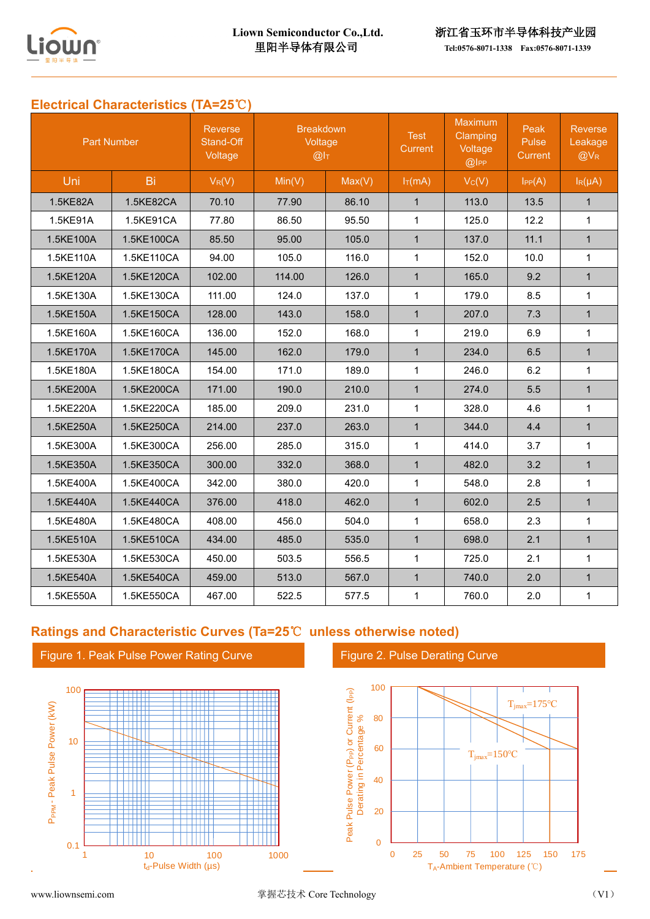## Electrical Characteristics (TA=25℃)

| Part Number | | Reverse Stand-Off Voltage | Breakdown Voltage @$I_T$ | | Test Current | Maximum Clamping Voltage @$I_{PP}$ | Peak Pulse Current | Reverse Leakage @$V_R$ |
|---|---|---|---|---|---|---|---|---|
| Uni | Bi | $V_R$(V) | Min(V) | Max(V) | $I_T$(mA) | $V_C$(V) | $I_{PP}$(A) | $I_R$(μA) |
| 1.5KE82A | 1.5KE82CA | 70.10 | 77.90 | 86.10 | 1 | 113.0 | 13.5 | 1 |
| 1.5KE91A | 1.5KE91CA | 77.80 | 86.50 | 95.50 | 1 | 125.0 | 12.2 | 1 |
| 1.5KE100A | 1.5KE100CA | 85.50 | 95.00 | 105.0 | 1 | 137.0 | 11.1 | 1 |
| 1.5KE110A | 1.5KE110CA | 94.00 | 105.0 | 116.0 | 1 | 152.0 | 10.0 | 1 |
| 1.5KE120A | 1.5KE120CA | 102.00 | 114.00 | 126.0 | 1 | 165.0 | 9.2 | 1 |
| 1.5KE130A | 1.5KE130CA | 111.00 | 124.0 | 137.0 | 1 | 179.0 | 8.5 | 1 |
| 1.5KE150A | 1.5KE150CA | 128.00 | 143.0 | 158.0 | 1 | 207.0 | 7.3 | 1 |
| 1.5KE160A | 1.5KE160CA | 136.00 | 152.0 | 168.0 | 1 | 219.0 | 6.9 | 1 |
| 1.5KE170A | 1.5KE170CA | 145.00 | 162.0 | 179.0 | 1 | 234.0 | 6.5 | 1 |
| 1.5KE180A | 1.5KE180CA | 154.00 | 171.0 | 189.0 | 1 | 246.0 | 6.2 | 1 |
| 1.5KE200A | 1.5KE200CA | 171.00 | 190.0 | 210.0 | 1 | 274.0 | 5.5 | 1 |
| 1.5KE220A | 1.5KE220CA | 185.00 | 209.0 | 231.0 | 1 | 328.0 | 4.6 | 1 |
| 1.5KE250A | 1.5KE250CA | 214.00 | 237.0 | 263.0 | 1 | 344.0 | 4.4 | 1 |
| 1.5KE300A | 1.5KE300CA | 256.00 | 285.0 | 315.0 | 1 | 414.0 | 3.7 | 1 |
| 1.5KE350A | 1.5KE350CA | 300.00 | 332.0 | 368.0 | 1 | 482.0 | 3.2 | 1 |
| 1.5KE400A | 1.5KE400CA | 342.00 | 380.0 | 420.0 | 1 | 548.0 | 2.8 | 1 |
| 1.5KE440A | 1.5KE440CA | 376.00 | 418.0 | 462.0 | 1 | 602.0 | 2.5 | 1 |
| 1.5KE480A | 1.5KE480CA | 408.00 | 456.0 | 504.0 | 1 | 658.0 | 2.3 | 1 |
| 1.5KE510A | 1.5KE510CA | 434.00 | 485.0 | 535.0 | 1 | 698.0 | 2.1 | 1 |
| 1.5KE530A | 1.5KE530CA | 450.00 | 503.5 | 556.5 | 1 | 725.0 | 2.1 | 1 |
| 1.5KE540A | 1.5KE540CA | 459.00 | 513.0 | 567.0 | 1 | 740.0 | 2.0 | 1 |
| 1.5KE550A | 1.5KE550CA | 467.00 | 522.5 | 577.5 | 1 | 760.0 | 2.0 | 1 |

## Ratings and Characteristic Curves (Ta=25℃ unless otherwise noted)

Figure 1. Peak Pulse Power Rating Curve

Figure 2. Pulse Derating Curve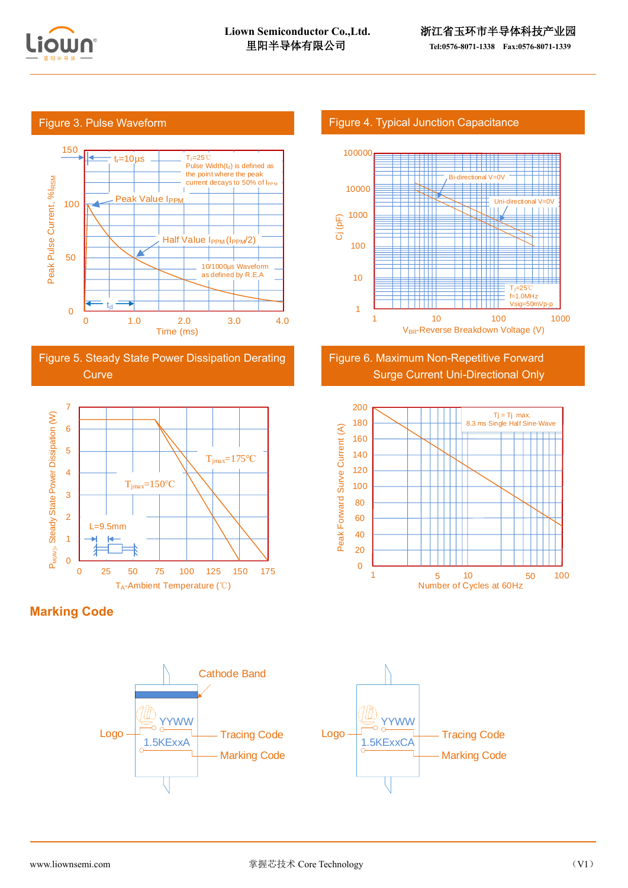## Figure 3. Pulse Waveform

$t_r$=10μs

$T_J$=25℃

Pulse Width($t_d$) is defined as the point where the peak current decays to 50% of $I_{PPM}$

Peak Value $I_{PPM}$

Half Value $I_{PPM}$ ($I_{PPM}$/2)

10/1000μs Waveform as defined by R.E.A

$t_d$

Peak Pulse Current, %$I_{RSM}$

Time (ms)

## Figure 4. Typical Junction Capacitance

Bi-directional V=0V

Uni-directional V=0V

$T_J$=25℃

f=1.0MHz

Vsig=50mVp-p

Cj (pF)

$V_{BR}$-Reverse Breakdown Voltage (V)

## Figure 5. Steady State Power Dissipation Derating Curve

$T_{jmax}$=175℃

$T_{jmax}$=150℃

L=9.5mm

$P_{M(AV)}$, Steady State Power Dissipation (W)

$T_A$-Ambient Temperature (℃)

## Figure 6. Maximum Non-Repetitive Forward Surge Current Uni-Directional Only

Tj = Tj max.

8.3 ms Single Half Sine-Wave

Peak Forward Surve Current (A)

Number of Cycles at 60Hz

## Marking Code

Cathode Band

Logo — YYWW — Tracing Code

1.5KExxA — Marking Code

Logo — YYWW — Tracing Code

1.5KExxCA — Marking Code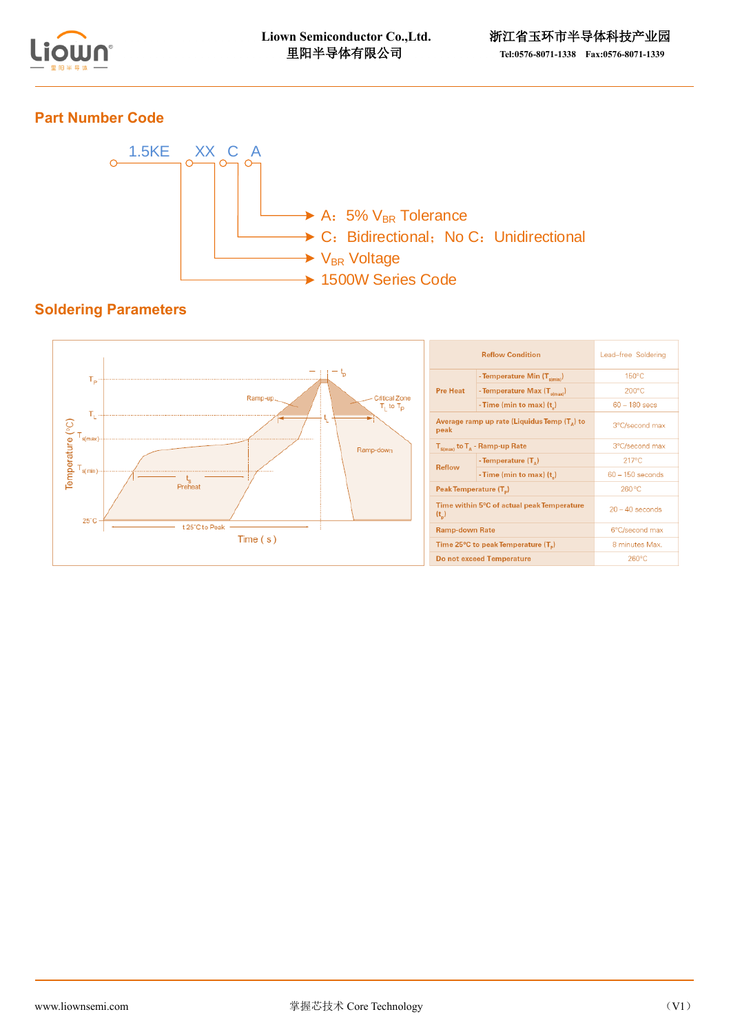## Part Number Code

1.5KE XX C A

- A：5% $V_{BR}$ Tolerance
- C：Bidirectional；No C：Unidirectional
- $V_{BR}$ Voltage
- 1500W Series Code

## Soldering Parameters

| Reflow Condition | | Lead–free Soldering |
|---|---|---|
| Pre Heat | - Temperature Min ($T_{s(min)}$) | 150°C |
| | - Temperature Max ($T_{s(max)}$) | 200°C |
| | - Time (min to max) ($t_s$) | 60 – 180 secs |
| Average ramp up rate (Liquidus Temp ($T_A$) to peak | | 3°C/second max |
| $T_{S(max)}$ to $T_A$ - Ramp-up Rate | | 3°C/second max |
| Reflow | - Temperature ($T_A$) | 217°C |
| | - Time (min to max) ($t_s$) | 60 – 150 seconds |
| Peak Temperature ($T_P$) | | 260 °C |
| Time within 5°C of actual peak Temperature ($t_p$) | | 20 – 40 seconds |
| Ramp-down Rate | | 6°C/second max |
| Time 25°C to peak Temperature ($T_P$) | | 8 minutes Max. |
| Do not exceed Temperature | | 260°C |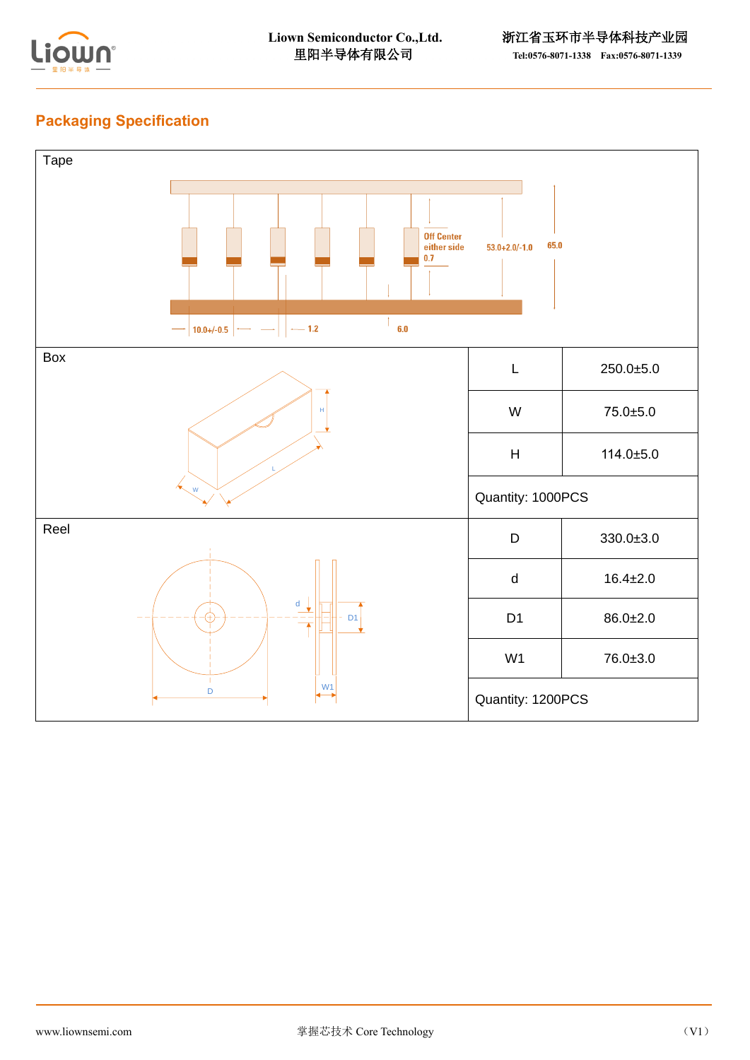## Packaging Specification

### Tape

Off Center either side 0.7

53.0+2.0/-1.0

65.0

10.0+/-0.5

1.2

6.0

### Box

H

L

W

| | |
|---|---|
| L | 250.0±5.0 |
| W | 75.0±5.0 |
| H | 114.0±5.0 |
| Quantity: 1000PCS | |

### Reel

d

D1

D

W1

| | |
|---|---|
| D | 330.0±3.0 |
| d | 16.4±2.0 |
| D1 | 86.0±2.0 |
| W1 | 76.0±3.0 |
| Quantity: 1200PCS | |